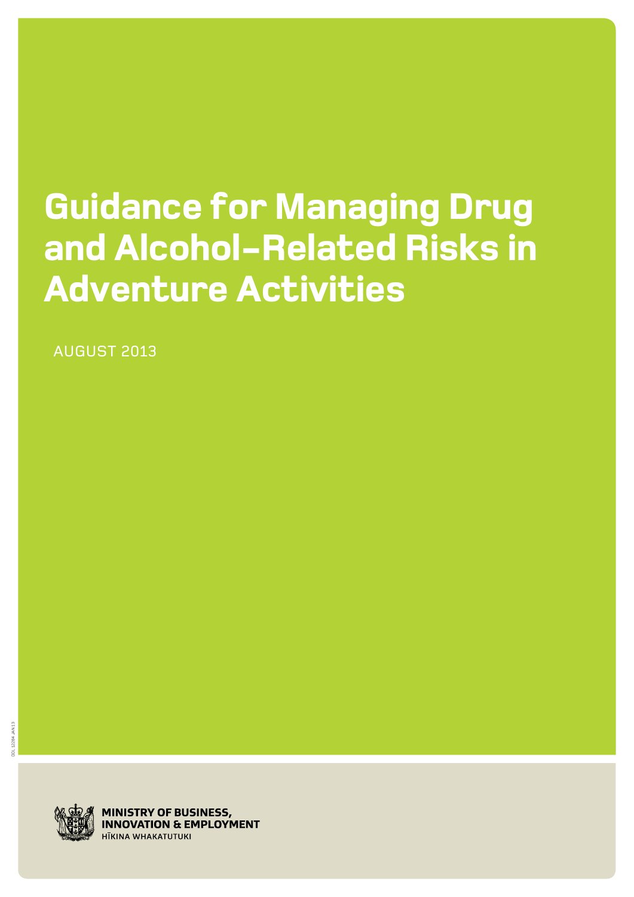# Guidance for Managing Drug and Alcohol-Related Risks in Adventure Activities

AUGUST 2013

DOL 12284 JAN 13

MINISTRY OF BUSINESS, INNOVATION & EMPLOYMENT
HĪKINA WHAKATUTUKI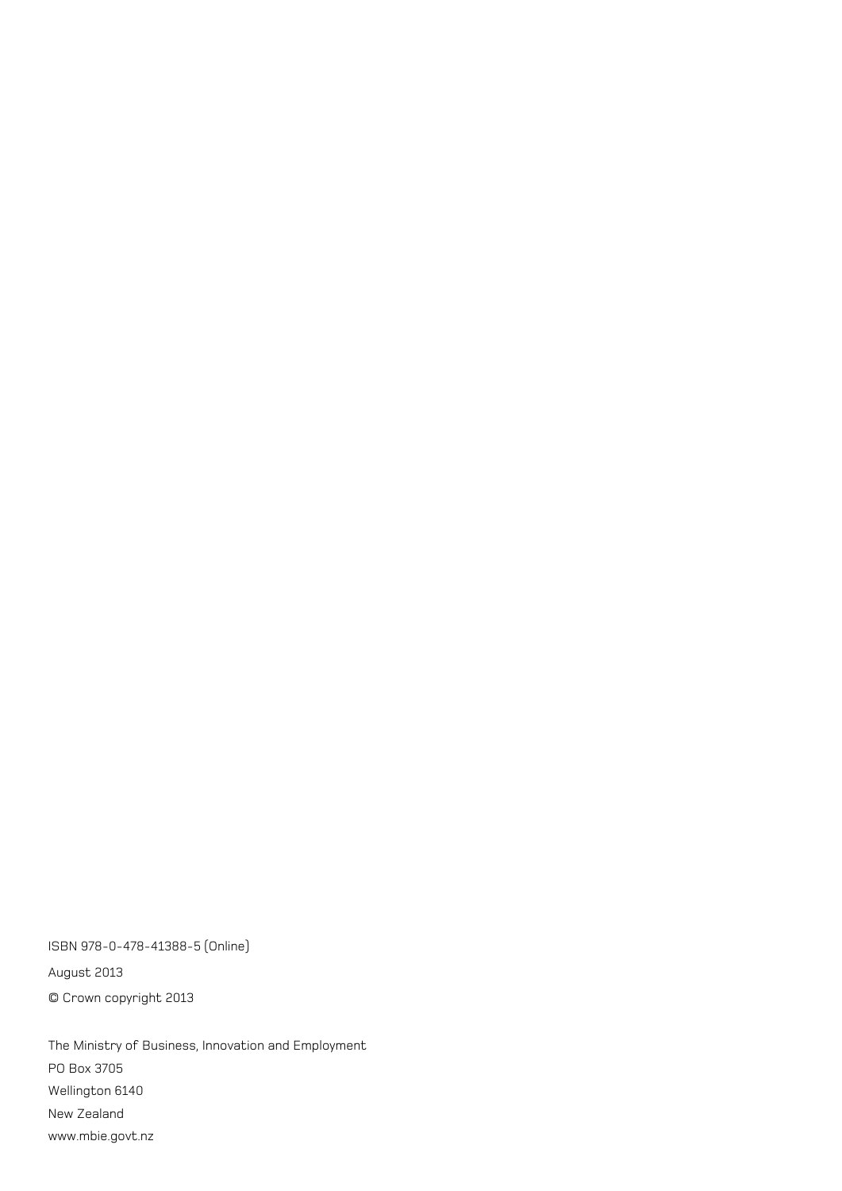ISBN 978-0-478-41388-5 (Online)

August 2013

© Crown copyright 2013

The Ministry of Business, Innovation and Employment

PO Box 3705

Wellington 6140

New Zealand

www.mbie.govt.nz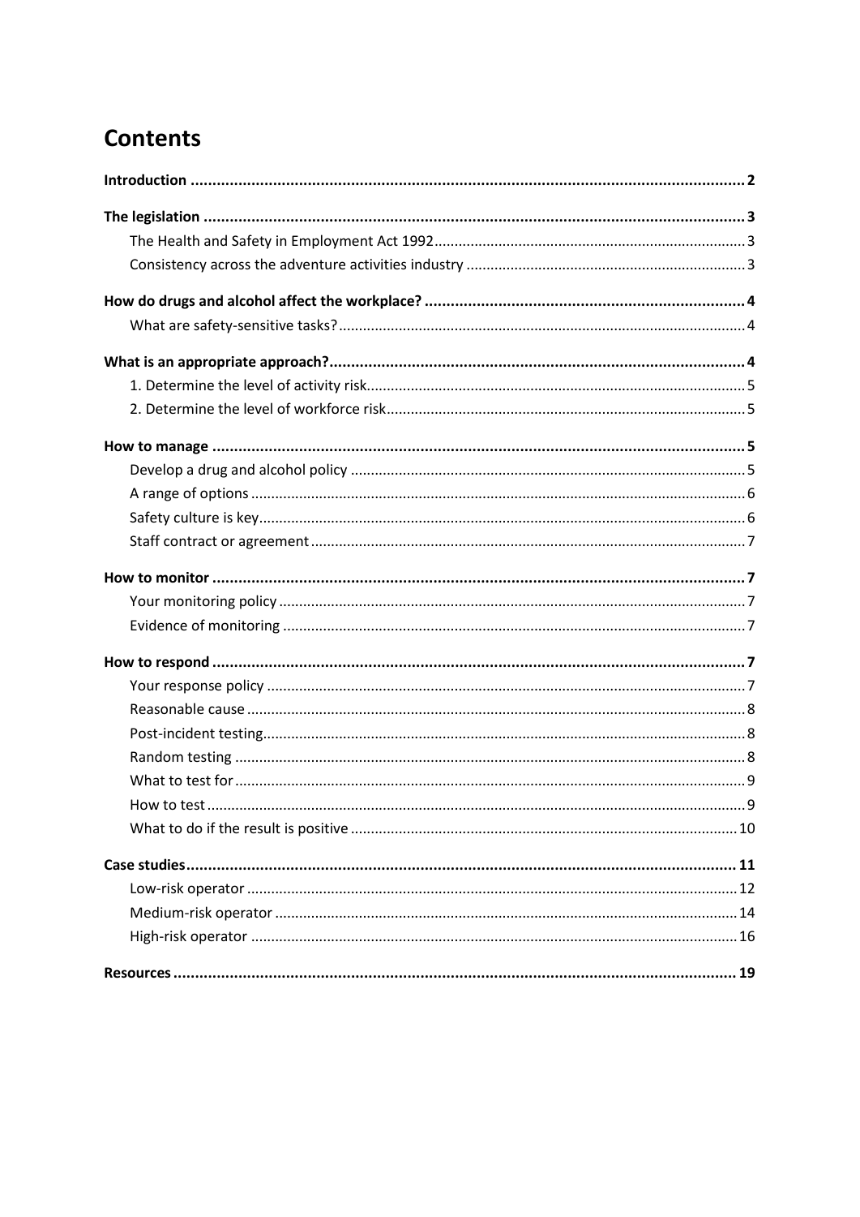# Contents

**Introduction** ..... **2**

**The legislation** ..... **3**

- The Health and Safety in Employment Act 1992 ..... 3
- Consistency across the adventure activities industry ..... 3

**How do drugs and alcohol affect the workplace?** ..... **4**

- What are safety-sensitive tasks? ..... 4

**What is an appropriate approach?** ..... **4**

- 1. Determine the level of activity risk ..... 5
- 2. Determine the level of workforce risk ..... 5

**How to manage** ..... **5**

- Develop a drug and alcohol policy ..... 5
- A range of options ..... 6
- Safety culture is key ..... 6
- Staff contract or agreement ..... 7

**How to monitor** ..... **7**

- Your monitoring policy ..... 7
- Evidence of monitoring ..... 7

**How to respond** ..... **7**

- Your response policy ..... 7
- Reasonable cause ..... 8
- Post-incident testing ..... 8
- Random testing ..... 8
- What to test for ..... 9
- How to test ..... 9
- What to do if the result is positive ..... 10

**Case studies** ..... **11**

- Low-risk operator ..... 12
- Medium-risk operator ..... 14
- High-risk operator ..... 16

**Resources** ..... **19**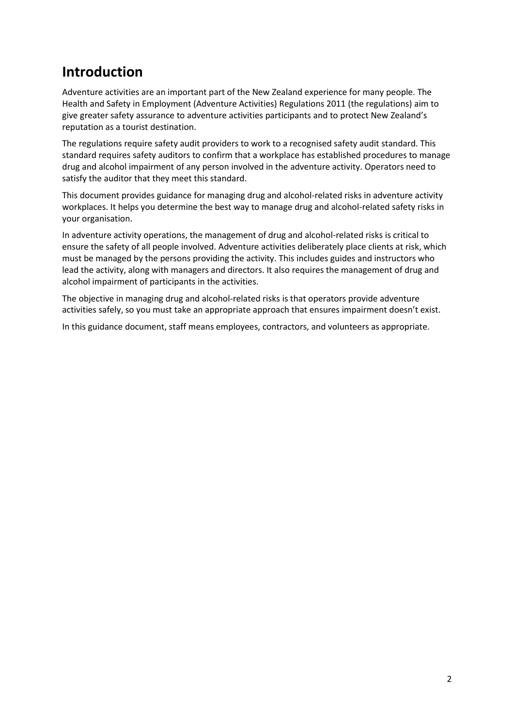# Introduction

Adventure activities are an important part of the New Zealand experience for many people. The Health and Safety in Employment (Adventure Activities) Regulations 2011 (the regulations) aim to give greater safety assurance to adventure activities participants and to protect New Zealand's reputation as a tourist destination.

The regulations require safety audit providers to work to a recognised safety audit standard. This standard requires safety auditors to confirm that a workplace has established procedures to manage drug and alcohol impairment of any person involved in the adventure activity. Operators need to satisfy the auditor that they meet this standard.

This document provides guidance for managing drug and alcohol-related risks in adventure activity workplaces. It helps you determine the best way to manage drug and alcohol-related safety risks in your organisation.

In adventure activity operations, the management of drug and alcohol-related risks is critical to ensure the safety of all people involved. Adventure activities deliberately place clients at risk, which must be managed by the persons providing the activity. This includes guides and instructors who lead the activity, along with managers and directors. It also requires the management of drug and alcohol impairment of participants in the activities.

The objective in managing drug and alcohol-related risks is that operators provide adventure activities safely, so you must take an appropriate approach that ensures impairment doesn't exist.

In this guidance document, staff means employees, contractors, and volunteers as appropriate.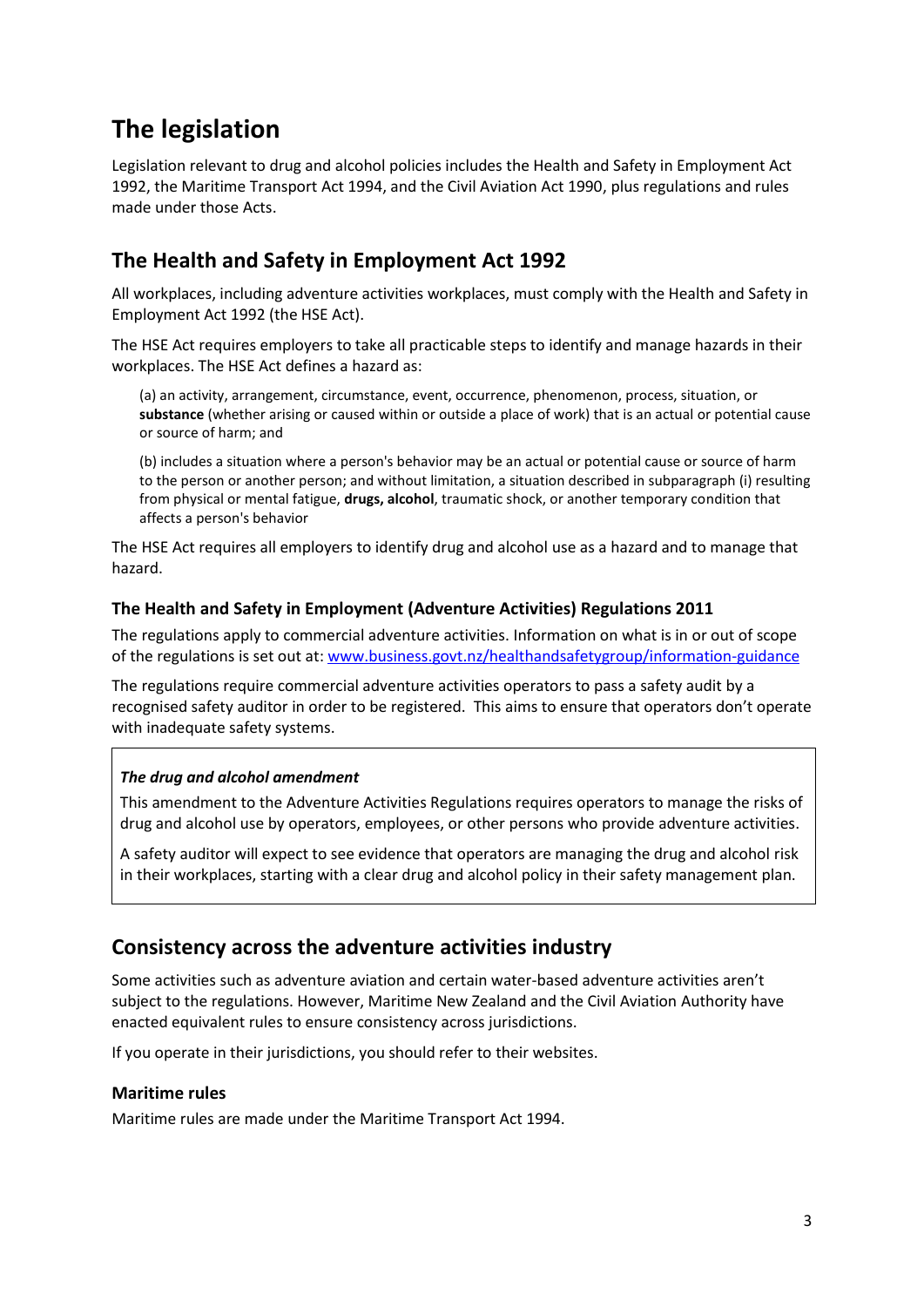# The legislation

Legislation relevant to drug and alcohol policies includes the Health and Safety in Employment Act 1992, the Maritime Transport Act 1994, and the Civil Aviation Act 1990, plus regulations and rules made under those Acts.

## The Health and Safety in Employment Act 1992

All workplaces, including adventure activities workplaces, must comply with the Health and Safety in Employment Act 1992 (the HSE Act).

The HSE Act requires employers to take all practicable steps to identify and manage hazards in their workplaces. The HSE Act defines a hazard as:

> (a) an activity, arrangement, circumstance, event, occurrence, phenomenon, process, situation, or **substance** (whether arising or caused within or outside a place of work) that is an actual or potential cause or source of harm; and
>
> (b) includes a situation where a person's behavior may be an actual or potential cause or source of harm to the person or another person; and without limitation, a situation described in subparagraph (i) resulting from physical or mental fatigue, **drugs, alcohol**, traumatic shock, or another temporary condition that affects a person's behavior

The HSE Act requires all employers to identify drug and alcohol use as a hazard and to manage that hazard.

### The Health and Safety in Employment (Adventure Activities) Regulations 2011

The regulations apply to commercial adventure activities. Information on what is in or out of scope of the regulations is set out at: www.business.govt.nz/healthandsafetygroup/information-guidance

The regulations require commercial adventure activities operators to pass a safety audit by a recognised safety auditor in order to be registered. This aims to ensure that operators don't operate with inadequate safety systems.

> ***The drug and alcohol amendment***
>
> This amendment to the Adventure Activities Regulations requires operators to manage the risks of drug and alcohol use by operators, employees, or other persons who provide adventure activities.
>
> A safety auditor will expect to see evidence that operators are managing the drug and alcohol risk in their workplaces, starting with a clear drug and alcohol policy in their safety management plan.

## Consistency across the adventure activities industry

Some activities such as adventure aviation and certain water-based adventure activities aren't subject to the regulations. However, Maritime New Zealand and the Civil Aviation Authority have enacted equivalent rules to ensure consistency across jurisdictions.

If you operate in their jurisdictions, you should refer to their websites.

### Maritime rules

Maritime rules are made under the Maritime Transport Act 1994.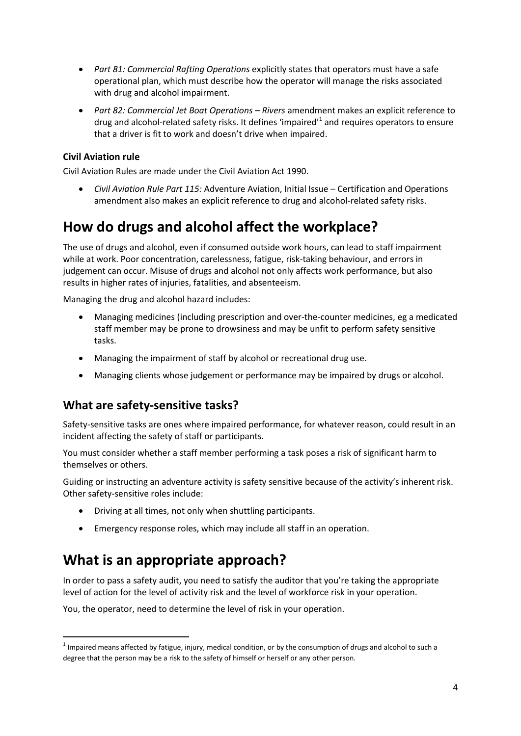- *Part 81: Commercial Rafting Operations* explicitly states that operators must have a safe operational plan, which must describe how the operator will manage the risks associated with drug and alcohol impairment.
- *Part 82: Commercial Jet Boat Operations – Rivers* amendment makes an explicit reference to drug and alcohol-related safety risks. It defines 'impaired'[1] and requires operators to ensure that a driver is fit to work and doesn't drive when impaired.

### Civil Aviation rule

Civil Aviation Rules are made under the Civil Aviation Act 1990.

- *Civil Aviation Rule Part 115:* Adventure Aviation, Initial Issue – Certification and Operations amendment also makes an explicit reference to drug and alcohol-related safety risks.

# How do drugs and alcohol affect the workplace?

The use of drugs and alcohol, even if consumed outside work hours, can lead to staff impairment while at work. Poor concentration, carelessness, fatigue, risk-taking behaviour, and errors in judgement can occur. Misuse of drugs and alcohol not only affects work performance, but also results in higher rates of injuries, fatalities, and absenteeism.

Managing the drug and alcohol hazard includes:

- Managing medicines (including prescription and over-the-counter medicines, eg a medicated staff member may be prone to drowsiness and may be unfit to perform safety sensitive tasks.
- Managing the impairment of staff by alcohol or recreational drug use.
- Managing clients whose judgement or performance may be impaired by drugs or alcohol.

## What are safety-sensitive tasks?

Safety-sensitive tasks are ones where impaired performance, for whatever reason, could result in an incident affecting the safety of staff or participants.

You must consider whether a staff member performing a task poses a risk of significant harm to themselves or others.

Guiding or instructing an adventure activity is safety sensitive because of the activity's inherent risk. Other safety-sensitive roles include:

- Driving at all times, not only when shuttling participants.
- Emergency response roles, which may include all staff in an operation.

# What is an appropriate approach?

In order to pass a safety audit, you need to satisfy the auditor that you're taking the appropriate level of action for the level of activity risk and the level of workforce risk in your operation.

You, the operator, need to determine the level of risk in your operation.

[1] Impaired means affected by fatigue, injury, medical condition, or by the consumption of drugs and alcohol to such a degree that the person may be a risk to the safety of himself or herself or any other person.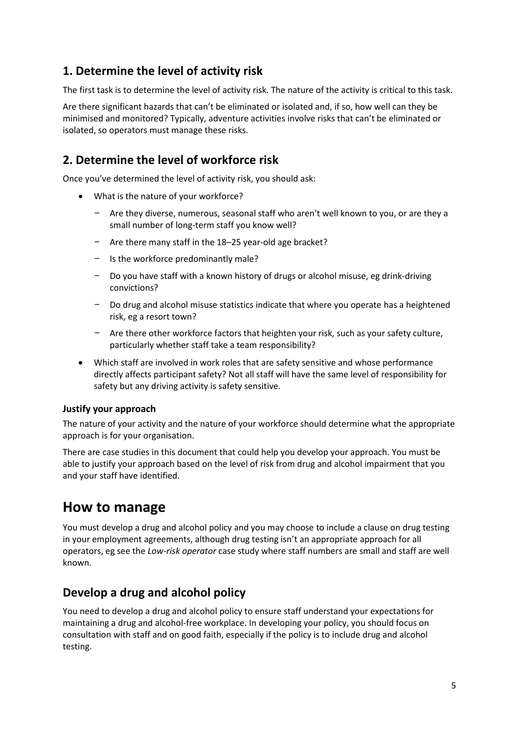## 1. Determine the level of activity risk

The first task is to determine the level of activity risk. The nature of the activity is critical to this task.

Are there significant hazards that can't be eliminated or isolated and, if so, how well can they be minimised and monitored? Typically, adventure activities involve risks that can't be eliminated or isolated, so operators must manage these risks.

## 2. Determine the level of workforce risk

Once you've determined the level of activity risk, you should ask:

- What is the nature of your workforce?
  - Are they diverse, numerous, seasonal staff who aren't well known to you, or are they a small number of long-term staff you know well?
  - Are there many staff in the 18–25 year-old age bracket?
  - Is the workforce predominantly male?
  - Do you have staff with a known history of drugs or alcohol misuse, eg drink-driving convictions?
  - Do drug and alcohol misuse statistics indicate that where you operate has a heightened risk, eg a resort town?
  - Are there other workforce factors that heighten your risk, such as your safety culture, particularly whether staff take a team responsibility?
- Which staff are involved in work roles that are safety sensitive and whose performance directly affects participant safety? Not all staff will have the same level of responsibility for safety but any driving activity is safety sensitive.

### Justify your approach

The nature of your activity and the nature of your workforce should determine what the appropriate approach is for your organisation.

There are case studies in this document that could help you develop your approach. You must be able to justify your approach based on the level of risk from drug and alcohol impairment that you and your staff have identified.

# How to manage

You must develop a drug and alcohol policy and you may choose to include a clause on drug testing in your employment agreements, although drug testing isn't an appropriate approach for all operators, eg see the *Low-risk operator* case study where staff numbers are small and staff are well known.

## Develop a drug and alcohol policy

You need to develop a drug and alcohol policy to ensure staff understand your expectations for maintaining a drug and alcohol-free workplace. In developing your policy, you should focus on consultation with staff and on good faith, especially if the policy is to include drug and alcohol testing.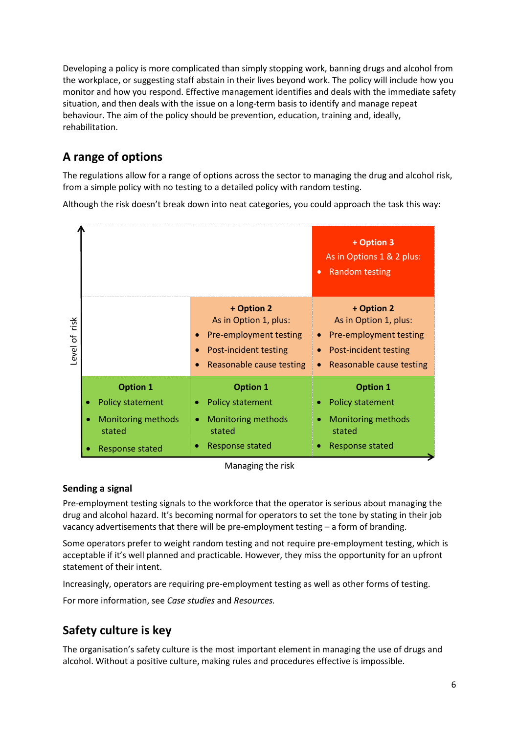Developing a policy is more complicated than simply stopping work, banning drugs and alcohol from the workplace, or suggesting staff abstain in their lives beyond work. The policy will include how you monitor and how you respond. Effective management identifies and deals with the immediate safety situation, and then deals with the issue on a long-term basis to identify and manage repeat behaviour. The aim of the policy should be prevention, education, training and, ideally, rehabilitation.

## A range of options

The regulations allow for a range of options across the sector to managing the drug and alcohol risk, from a simple policy with no testing to a detailed policy with random testing.

Although the risk doesn't break down into neat categories, you could approach the task this way:

| Level of risk ↑ | | |
|---|---|---|
| | | **+ Option 3**<br>As in Options 1 & 2 plus:<br>• Random testing |
| | **+ Option 2**<br>As in Option 1, plus:<br>• Pre-employment testing<br>• Post-incident testing<br>• Reasonable cause testing | **+ Option 2**<br>As in Option 1, plus:<br>• Pre-employment testing<br>• Post-incident testing<br>• Reasonable cause testing |
| **Option 1**<br>• Policy statement<br>• Monitoring methods stated<br>• Response stated | **Option 1**<br>• Policy statement<br>• Monitoring methods stated<br>• Response stated | **Option 1**<br>• Policy statement<br>• Monitoring methods stated<br>• Response stated |

Managing the risk →

### Sending a signal

Pre-employment testing signals to the workforce that the operator is serious about managing the drug and alcohol hazard. It's becoming normal for operators to set the tone by stating in their job vacancy advertisements that there will be pre-employment testing – a form of branding.

Some operators prefer to weight random testing and not require pre-employment testing, which is acceptable if it's well planned and practicable. However, they miss the opportunity for an upfront statement of their intent.

Increasingly, operators are requiring pre-employment testing as well as other forms of testing.

For more information, see *Case studies* and *Resources.*

## Safety culture is key

The organisation's safety culture is the most important element in managing the use of drugs and alcohol. Without a positive culture, making rules and procedures effective is impossible.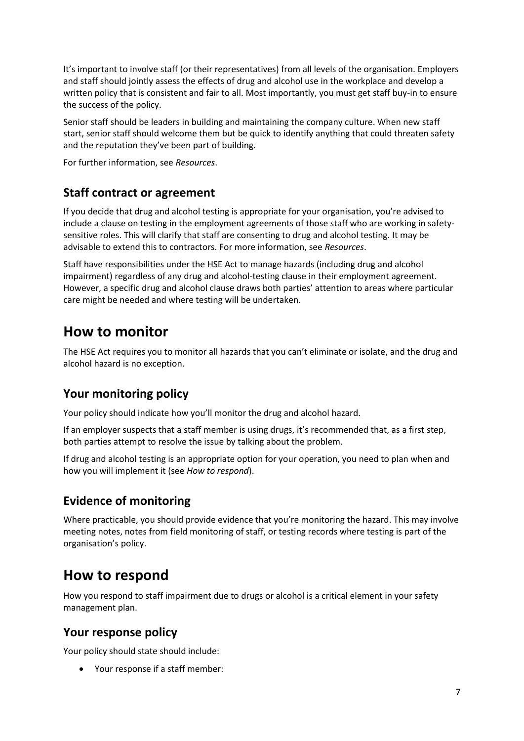It's important to involve staff (or their representatives) from all levels of the organisation. Employers and staff should jointly assess the effects of drug and alcohol use in the workplace and develop a written policy that is consistent and fair to all. Most importantly, you must get staff buy-in to ensure the success of the policy.

Senior staff should be leaders in building and maintaining the company culture. When new staff start, senior staff should welcome them but be quick to identify anything that could threaten safety and the reputation they've been part of building.

For further information, see *Resources*.

## Staff contract or agreement

If you decide that drug and alcohol testing is appropriate for your organisation, you're advised to include a clause on testing in the employment agreements of those staff who are working in safety-sensitive roles. This will clarify that staff are consenting to drug and alcohol testing. It may be advisable to extend this to contractors. For more information, see *Resources*.

Staff have responsibilities under the HSE Act to manage hazards (including drug and alcohol impairment) regardless of any drug and alcohol-testing clause in their employment agreement. However, a specific drug and alcohol clause draws both parties' attention to areas where particular care might be needed and where testing will be undertaken.

# How to monitor

The HSE Act requires you to monitor all hazards that you can't eliminate or isolate, and the drug and alcohol hazard is no exception.

## Your monitoring policy

Your policy should indicate how you'll monitor the drug and alcohol hazard.

If an employer suspects that a staff member is using drugs, it's recommended that, as a first step, both parties attempt to resolve the issue by talking about the problem.

If drug and alcohol testing is an appropriate option for your operation, you need to plan when and how you will implement it (see *How to respond*).

## Evidence of monitoring

Where practicable, you should provide evidence that you're monitoring the hazard. This may involve meeting notes, notes from field monitoring of staff, or testing records where testing is part of the organisation's policy.

# How to respond

How you respond to staff impairment due to drugs or alcohol is a critical element in your safety management plan.

## Your response policy

Your policy should state should include:

- Your response if a staff member: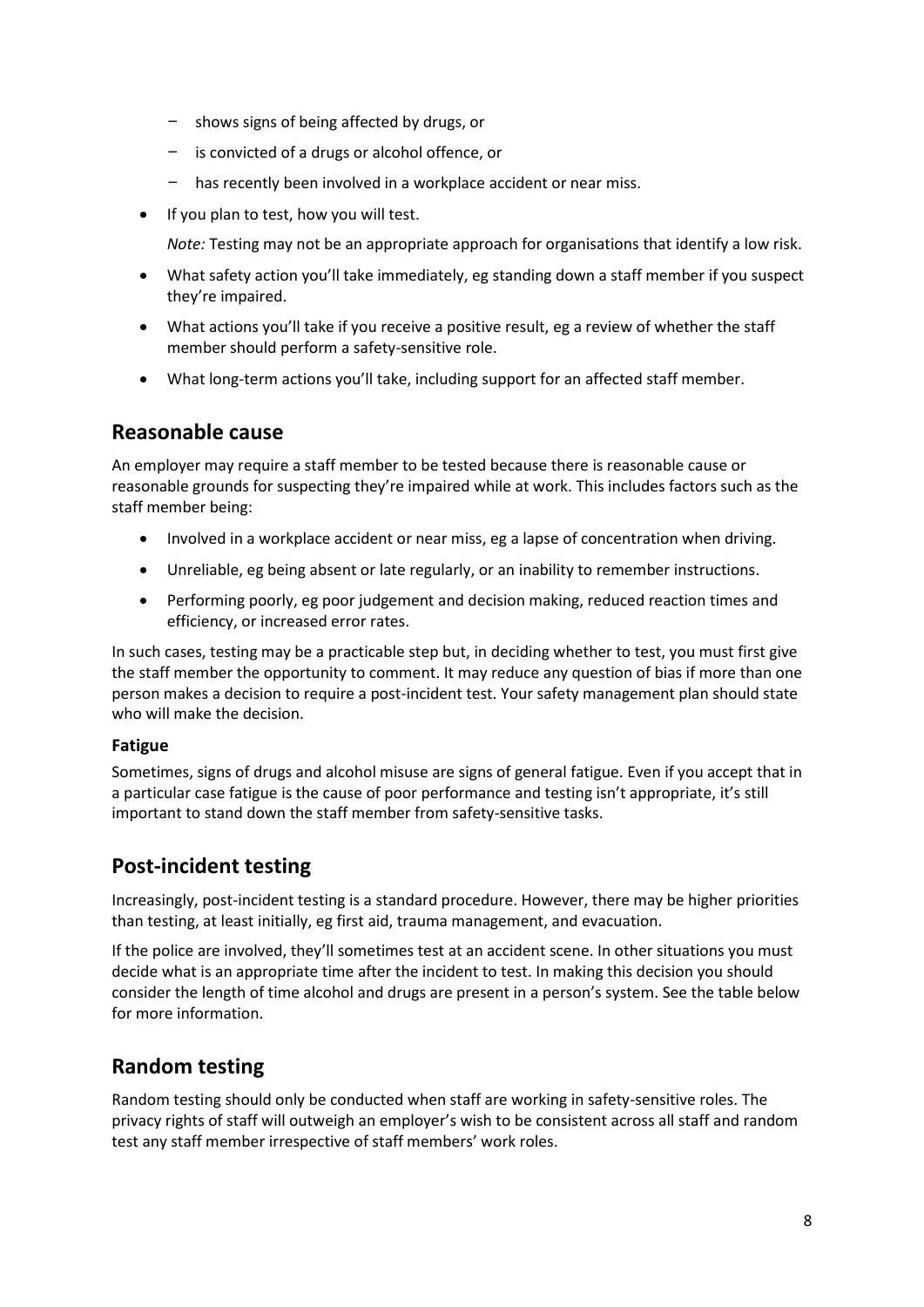- shows signs of being affected by drugs, or
  - is convicted of a drugs or alcohol offence, or
  - has recently been involved in a workplace accident or near miss.
- If you plan to test, how you will test.

  *Note:* Testing may not be an appropriate approach for organisations that identify a low risk.
- What safety action you'll take immediately, eg standing down a staff member if you suspect they're impaired.
- What actions you'll take if you receive a positive result, eg a review of whether the staff member should perform a safety-sensitive role.
- What long-term actions you'll take, including support for an affected staff member.

## Reasonable cause

An employer may require a staff member to be tested because there is reasonable cause or reasonable grounds for suspecting they're impaired while at work. This includes factors such as the staff member being:

- Involved in a workplace accident or near miss, eg a lapse of concentration when driving.
- Unreliable, eg being absent or late regularly, or an inability to remember instructions.
- Performing poorly, eg poor judgement and decision making, reduced reaction times and efficiency, or increased error rates.

In such cases, testing may be a practicable step but, in deciding whether to test, you must first give the staff member the opportunity to comment. It may reduce any question of bias if more than one person makes a decision to require a post-incident test. Your safety management plan should state who will make the decision.

### Fatigue

Sometimes, signs of drugs and alcohol misuse are signs of general fatigue. Even if you accept that in a particular case fatigue is the cause of poor performance and testing isn't appropriate, it's still important to stand down the staff member from safety-sensitive tasks.

## Post-incident testing

Increasingly, post-incident testing is a standard procedure. However, there may be higher priorities than testing, at least initially, eg first aid, trauma management, and evacuation.

If the police are involved, they'll sometimes test at an accident scene. In other situations you must decide what is an appropriate time after the incident to test. In making this decision you should consider the length of time alcohol and drugs are present in a person's system. See the table below for more information.

## Random testing

Random testing should only be conducted when staff are working in safety-sensitive roles. The privacy rights of staff will outweigh an employer's wish to be consistent across all staff and random test any staff member irrespective of staff members' work roles.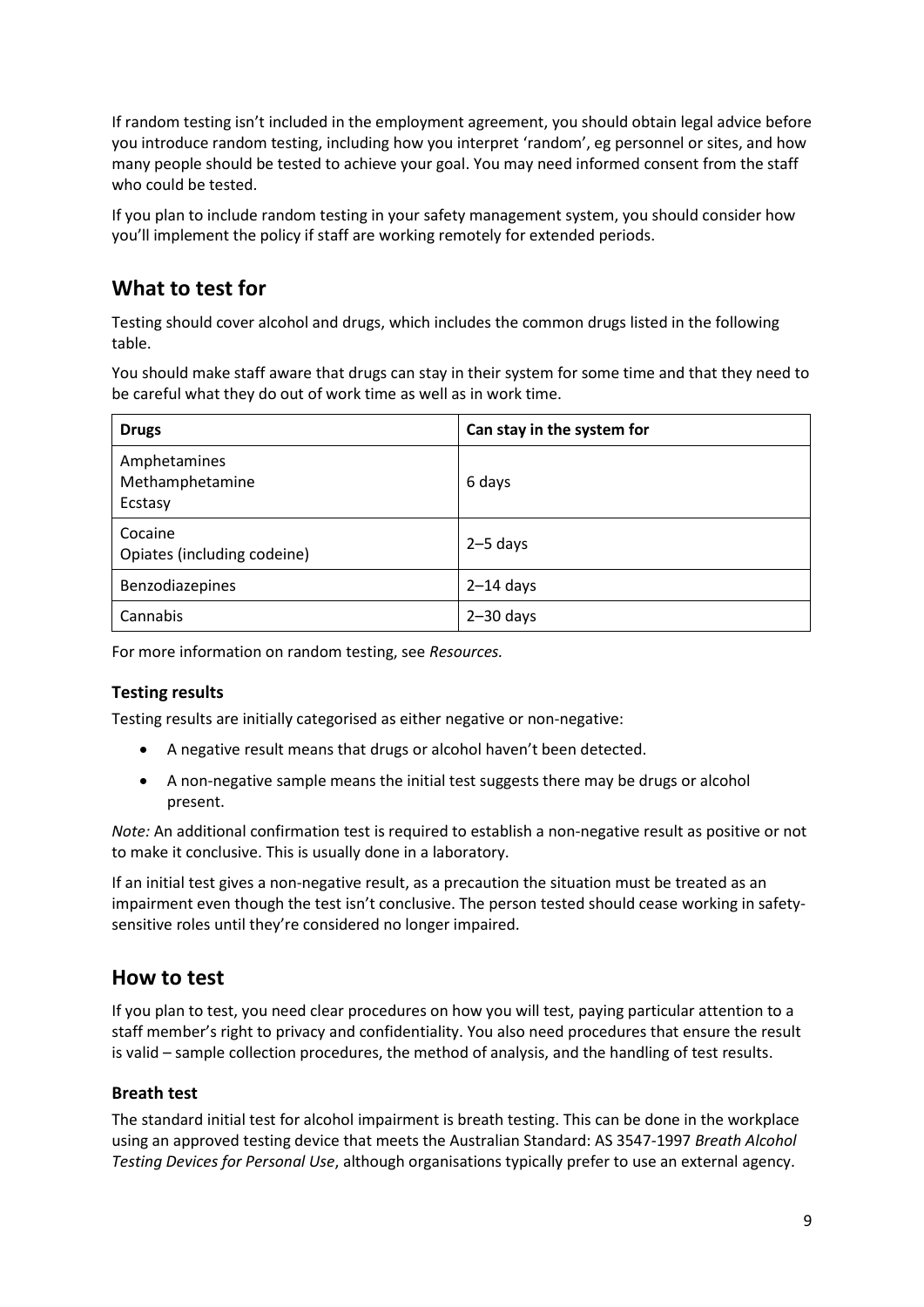If random testing isn't included in the employment agreement, you should obtain legal advice before you introduce random testing, including how you interpret 'random', eg personnel or sites, and how many people should be tested to achieve your goal. You may need informed consent from the staff who could be tested.

If you plan to include random testing in your safety management system, you should consider how you'll implement the policy if staff are working remotely for extended periods.

## What to test for

Testing should cover alcohol and drugs, which includes the common drugs listed in the following table.

You should make staff aware that drugs can stay in their system for some time and that they need to be careful what they do out of work time as well as in work time.

| Drugs | Can stay in the system for |
| --- | --- |
| Amphetamines<br>Methamphetamine<br>Ecstasy | 6 days |
| Cocaine<br>Opiates (including codeine) | 2–5 days |
| Benzodiazepines | 2–14 days |
| Cannabis | 2–30 days |

For more information on random testing, see *Resources.*

### Testing results

Testing results are initially categorised as either negative or non-negative:

- A negative result means that drugs or alcohol haven't been detected.
- A non-negative sample means the initial test suggests there may be drugs or alcohol present.

*Note:* An additional confirmation test is required to establish a non-negative result as positive or not to make it conclusive. This is usually done in a laboratory.

If an initial test gives a non-negative result, as a precaution the situation must be treated as an impairment even though the test isn't conclusive. The person tested should cease working in safety-sensitive roles until they're considered no longer impaired.

## How to test

If you plan to test, you need clear procedures on how you will test, paying particular attention to a staff member's right to privacy and confidentiality. You also need procedures that ensure the result is valid – sample collection procedures, the method of analysis, and the handling of test results.

### Breath test

The standard initial test for alcohol impairment is breath testing. This can be done in the workplace using an approved testing device that meets the Australian Standard: AS 3547-1997 *Breath Alcohol Testing Devices for Personal Use*, although organisations typically prefer to use an external agency.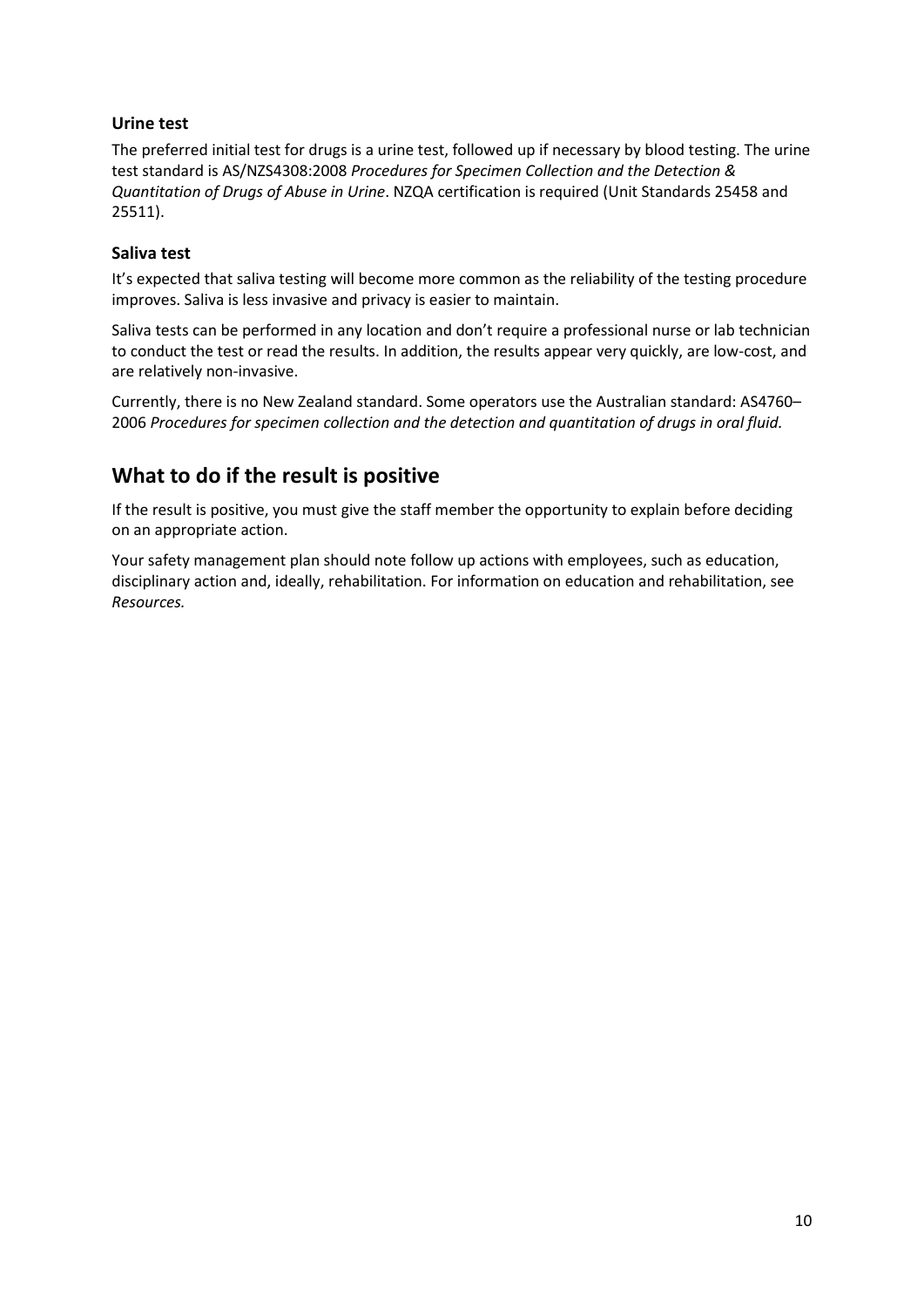### Urine test

The preferred initial test for drugs is a urine test, followed up if necessary by blood testing. The urine test standard is AS/NZS4308:2008 *Procedures for Specimen Collection and the Detection & Quantitation of Drugs of Abuse in Urine*. NZQA certification is required (Unit Standards 25458 and 25511).

### Saliva test

It's expected that saliva testing will become more common as the reliability of the testing procedure improves. Saliva is less invasive and privacy is easier to maintain.

Saliva tests can be performed in any location and don't require a professional nurse or lab technician to conduct the test or read the results. In addition, the results appear very quickly, are low-cost, and are relatively non-invasive.

Currently, there is no New Zealand standard. Some operators use the Australian standard: AS4760–2006 *Procedures for specimen collection and the detection and quantitation of drugs in oral fluid.*

## What to do if the result is positive

If the result is positive, you must give the staff member the opportunity to explain before deciding on an appropriate action.

Your safety management plan should note follow up actions with employees, such as education, disciplinary action and, ideally, rehabilitation. For information on education and rehabilitation, see *Resources.*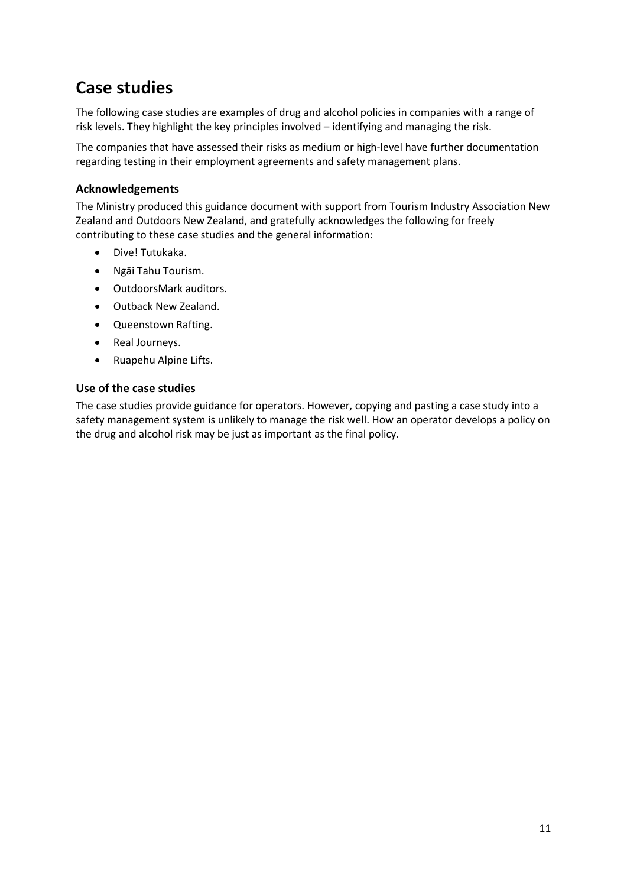# Case studies

The following case studies are examples of drug and alcohol policies in companies with a range of risk levels. They highlight the key principles involved – identifying and managing the risk.

The companies that have assessed their risks as medium or high-level have further documentation regarding testing in their employment agreements and safety management plans.

### Acknowledgements

The Ministry produced this guidance document with support from Tourism Industry Association New Zealand and Outdoors New Zealand, and gratefully acknowledges the following for freely contributing to these case studies and the general information:

- Dive! Tutukaka.
- Ngāi Tahu Tourism.
- OutdoorsMark auditors.
- Outback New Zealand.
- Queenstown Rafting.
- Real Journeys.
- Ruapehu Alpine Lifts.

### Use of the case studies

The case studies provide guidance for operators. However, copying and pasting a case study into a safety management system is unlikely to manage the risk well. How an operator develops a policy on the drug and alcohol risk may be just as important as the final policy.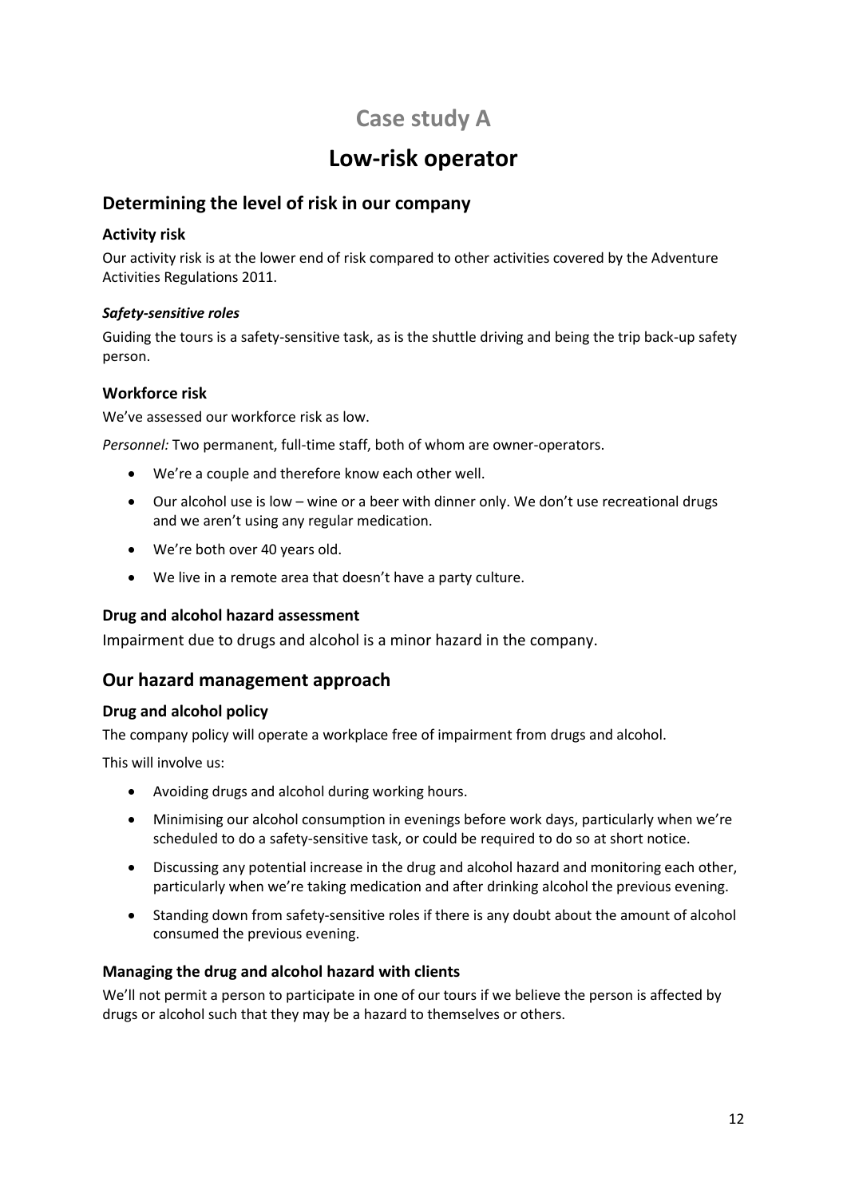# Case study A

# Low-risk operator

## Determining the level of risk in our company

### Activity risk

Our activity risk is at the lower end of risk compared to other activities covered by the Adventure Activities Regulations 2011.

#### *Safety-sensitive roles*

Guiding the tours is a safety-sensitive task, as is the shuttle driving and being the trip back-up safety person.

### Workforce risk

We've assessed our workforce risk as low.

*Personnel:* Two permanent, full-time staff, both of whom are owner-operators.

- We're a couple and therefore know each other well.
- Our alcohol use is low – wine or a beer with dinner only. We don't use recreational drugs and we aren't using any regular medication.
- We're both over 40 years old.
- We live in a remote area that doesn't have a party culture.

### Drug and alcohol hazard assessment

Impairment due to drugs and alcohol is a minor hazard in the company.

## Our hazard management approach

### Drug and alcohol policy

The company policy will operate a workplace free of impairment from drugs and alcohol.

This will involve us:

- Avoiding drugs and alcohol during working hours.
- Minimising our alcohol consumption in evenings before work days, particularly when we're scheduled to do a safety-sensitive task, or could be required to do so at short notice.
- Discussing any potential increase in the drug and alcohol hazard and monitoring each other, particularly when we're taking medication and after drinking alcohol the previous evening.
- Standing down from safety-sensitive roles if there is any doubt about the amount of alcohol consumed the previous evening.

### Managing the drug and alcohol hazard with clients

We'll not permit a person to participate in one of our tours if we believe the person is affected by drugs or alcohol such that they may be a hazard to themselves or others.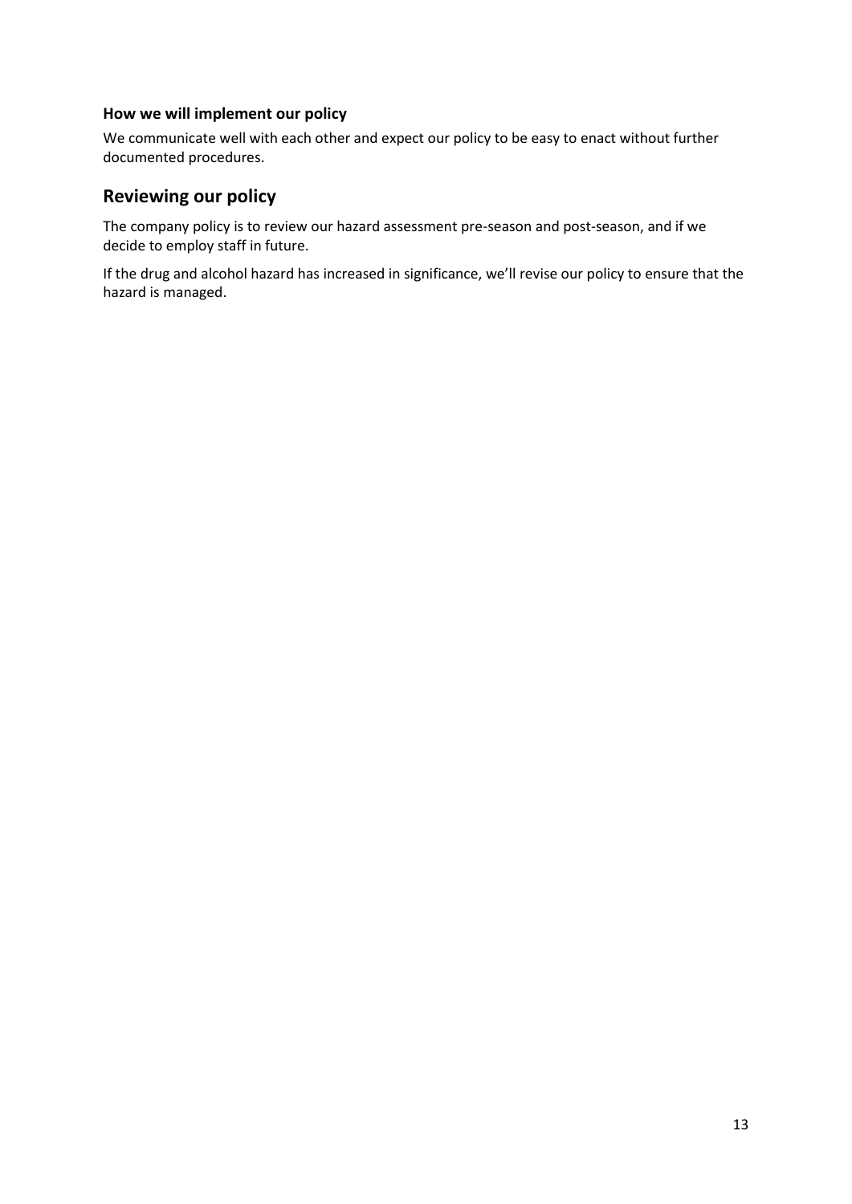### How we will implement our policy

We communicate well with each other and expect our policy to be easy to enact without further documented procedures.

## Reviewing our policy

The company policy is to review our hazard assessment pre-season and post-season, and if we decide to employ staff in future.

If the drug and alcohol hazard has increased in significance, we'll revise our policy to ensure that the hazard is managed.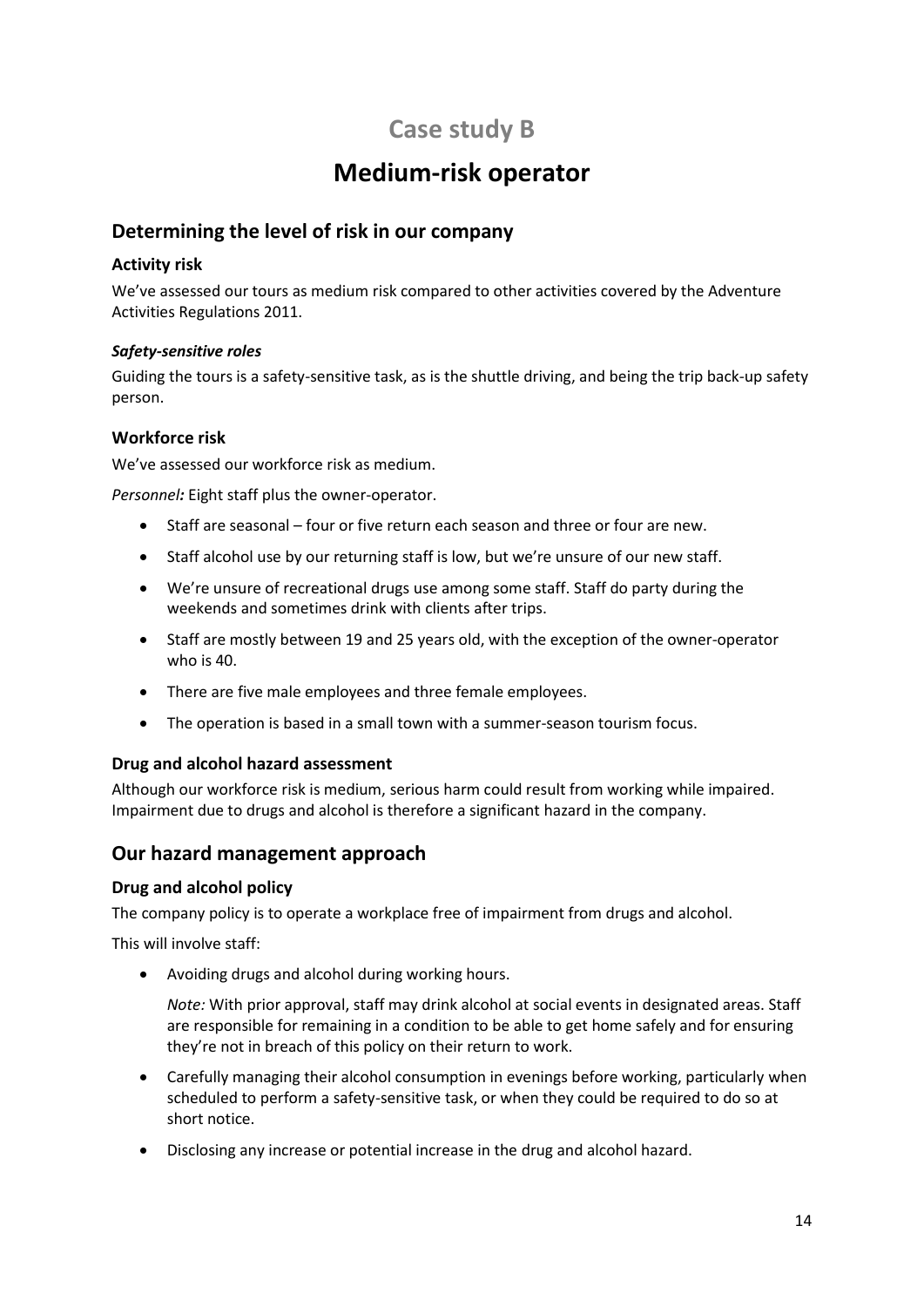# Case study B

# Medium-risk operator

## Determining the level of risk in our company

### Activity risk

We've assessed our tours as medium risk compared to other activities covered by the Adventure Activities Regulations 2011.

#### *Safety-sensitive roles*

Guiding the tours is a safety-sensitive task, as is the shuttle driving, and being the trip back-up safety person.

### Workforce risk

We've assessed our workforce risk as medium.

*Personnel:* Eight staff plus the owner-operator.

- Staff are seasonal – four or five return each season and three or four are new.
- Staff alcohol use by our returning staff is low, but we're unsure of our new staff.
- We're unsure of recreational drugs use among some staff. Staff do party during the weekends and sometimes drink with clients after trips.
- Staff are mostly between 19 and 25 years old, with the exception of the owner-operator who is 40.
- There are five male employees and three female employees.
- The operation is based in a small town with a summer-season tourism focus.

### Drug and alcohol hazard assessment

Although our workforce risk is medium, serious harm could result from working while impaired. Impairment due to drugs and alcohol is therefore a significant hazard in the company.

## Our hazard management approach

### Drug and alcohol policy

The company policy is to operate a workplace free of impairment from drugs and alcohol.

This will involve staff:

- Avoiding drugs and alcohol during working hours.

  *Note:* With prior approval, staff may drink alcohol at social events in designated areas. Staff are responsible for remaining in a condition to be able to get home safely and for ensuring they're not in breach of this policy on their return to work.

- Carefully managing their alcohol consumption in evenings before working, particularly when scheduled to perform a safety-sensitive task, or when they could be required to do so at short notice.
- Disclosing any increase or potential increase in the drug and alcohol hazard.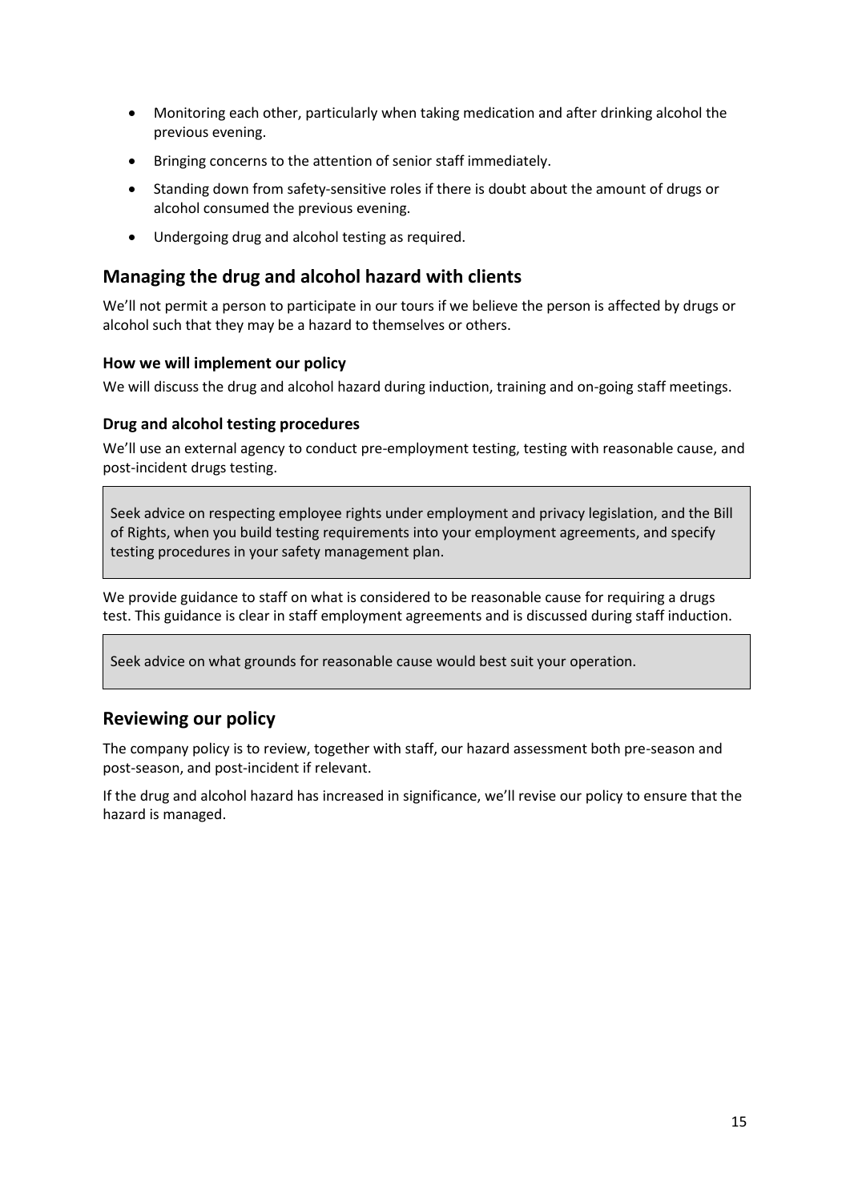- Monitoring each other, particularly when taking medication and after drinking alcohol the previous evening.
- Bringing concerns to the attention of senior staff immediately.
- Standing down from safety-sensitive roles if there is doubt about the amount of drugs or alcohol consumed the previous evening.
- Undergoing drug and alcohol testing as required.

## Managing the drug and alcohol hazard with clients

We'll not permit a person to participate in our tours if we believe the person is affected by drugs or alcohol such that they may be a hazard to themselves or others.

### How we will implement our policy

We will discuss the drug and alcohol hazard during induction, training and on-going staff meetings.

### Drug and alcohol testing procedures

We'll use an external agency to conduct pre-employment testing, testing with reasonable cause, and post-incident drugs testing.

> Seek advice on respecting employee rights under employment and privacy legislation, and the Bill of Rights, when you build testing requirements into your employment agreements, and specify testing procedures in your safety management plan.

We provide guidance to staff on what is considered to be reasonable cause for requiring a drugs test. This guidance is clear in staff employment agreements and is discussed during staff induction.

> Seek advice on what grounds for reasonable cause would best suit your operation.

## Reviewing our policy

The company policy is to review, together with staff, our hazard assessment both pre-season and post-season, and post-incident if relevant.

If the drug and alcohol hazard has increased in significance, we'll revise our policy to ensure that the hazard is managed.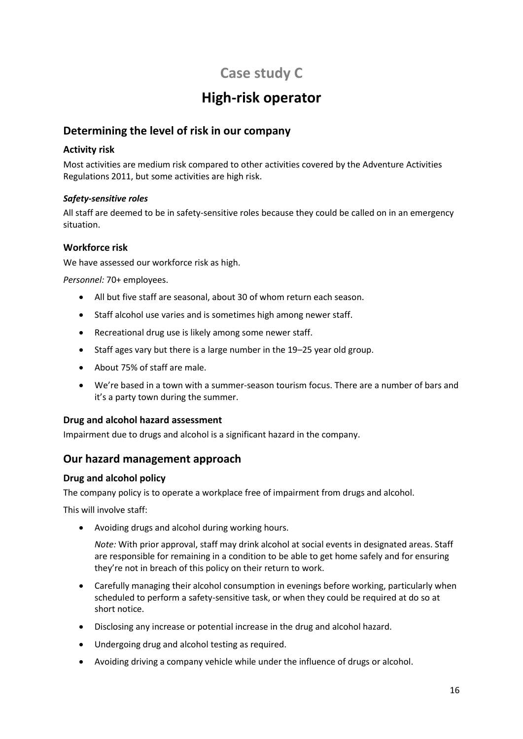# Case study C

# High-risk operator

## Determining the level of risk in our company

### Activity risk

Most activities are medium risk compared to other activities covered by the Adventure Activities Regulations 2011, but some activities are high risk.

#### *Safety-sensitive roles*

All staff are deemed to be in safety-sensitive roles because they could be called on in an emergency situation.

### Workforce risk

We have assessed our workforce risk as high.

*Personnel:* 70+ employees.

- All but five staff are seasonal, about 30 of whom return each season.
- Staff alcohol use varies and is sometimes high among newer staff.
- Recreational drug use is likely among some newer staff.
- Staff ages vary but there is a large number in the 19–25 year old group.
- About 75% of staff are male.
- We're based in a town with a summer-season tourism focus. There are a number of bars and it's a party town during the summer.

### Drug and alcohol hazard assessment

Impairment due to drugs and alcohol is a significant hazard in the company.

## Our hazard management approach

### Drug and alcohol policy

The company policy is to operate a workplace free of impairment from drugs and alcohol.

This will involve staff:

- Avoiding drugs and alcohol during working hours.

  *Note:* With prior approval, staff may drink alcohol at social events in designated areas. Staff are responsible for remaining in a condition to be able to get home safely and for ensuring they're not in breach of this policy on their return to work.

- Carefully managing their alcohol consumption in evenings before working, particularly when scheduled to perform a safety-sensitive task, or when they could be required at do so at short notice.
- Disclosing any increase or potential increase in the drug and alcohol hazard.
- Undergoing drug and alcohol testing as required.
- Avoiding driving a company vehicle while under the influence of drugs or alcohol.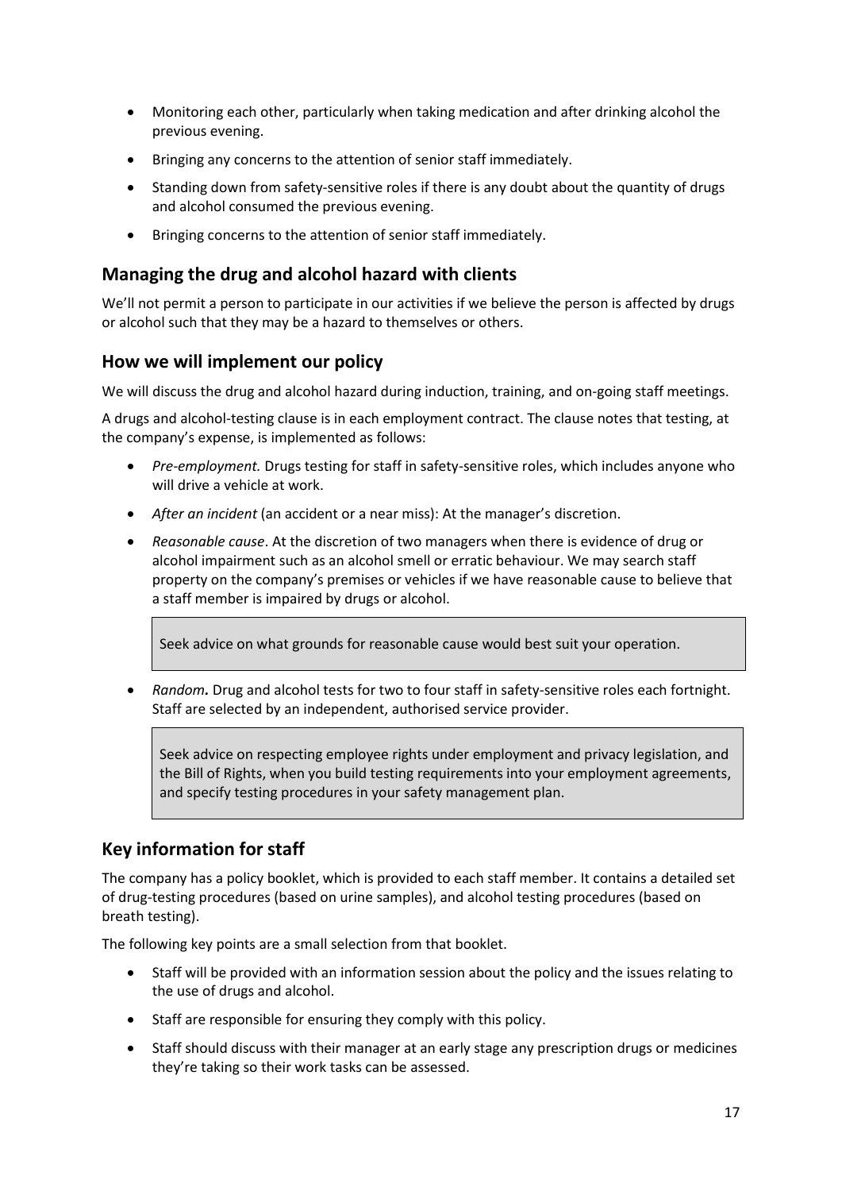- Monitoring each other, particularly when taking medication and after drinking alcohol the previous evening.
- Bringing any concerns to the attention of senior staff immediately.
- Standing down from safety-sensitive roles if there is any doubt about the quantity of drugs and alcohol consumed the previous evening.
- Bringing concerns to the attention of senior staff immediately.

## Managing the drug and alcohol hazard with clients

We'll not permit a person to participate in our activities if we believe the person is affected by drugs or alcohol such that they may be a hazard to themselves or others.

## How we will implement our policy

We will discuss the drug and alcohol hazard during induction, training, and on-going staff meetings.

A drugs and alcohol-testing clause is in each employment contract. The clause notes that testing, at the company's expense, is implemented as follows:

- *Pre-employment.* Drugs testing for staff in safety-sensitive roles, which includes anyone who will drive a vehicle at work.
- *After an incident* (an accident or a near miss): At the manager's discretion.
- *Reasonable cause*. At the discretion of two managers when there is evidence of drug or alcohol impairment such as an alcohol smell or erratic behaviour. We may search staff property on the company's premises or vehicles if we have reasonable cause to believe that a staff member is impaired by drugs or alcohol.

  > Seek advice on what grounds for reasonable cause would best suit your operation.

- *Random.* Drug and alcohol tests for two to four staff in safety-sensitive roles each fortnight. Staff are selected by an independent, authorised service provider.

  > Seek advice on respecting employee rights under employment and privacy legislation, and the Bill of Rights, when you build testing requirements into your employment agreements, and specify testing procedures in your safety management plan.

## Key information for staff

The company has a policy booklet, which is provided to each staff member. It contains a detailed set of drug-testing procedures (based on urine samples), and alcohol testing procedures (based on breath testing).

The following key points are a small selection from that booklet.

- Staff will be provided with an information session about the policy and the issues relating to the use of drugs and alcohol.
- Staff are responsible for ensuring they comply with this policy.
- Staff should discuss with their manager at an early stage any prescription drugs or medicines they're taking so their work tasks can be assessed.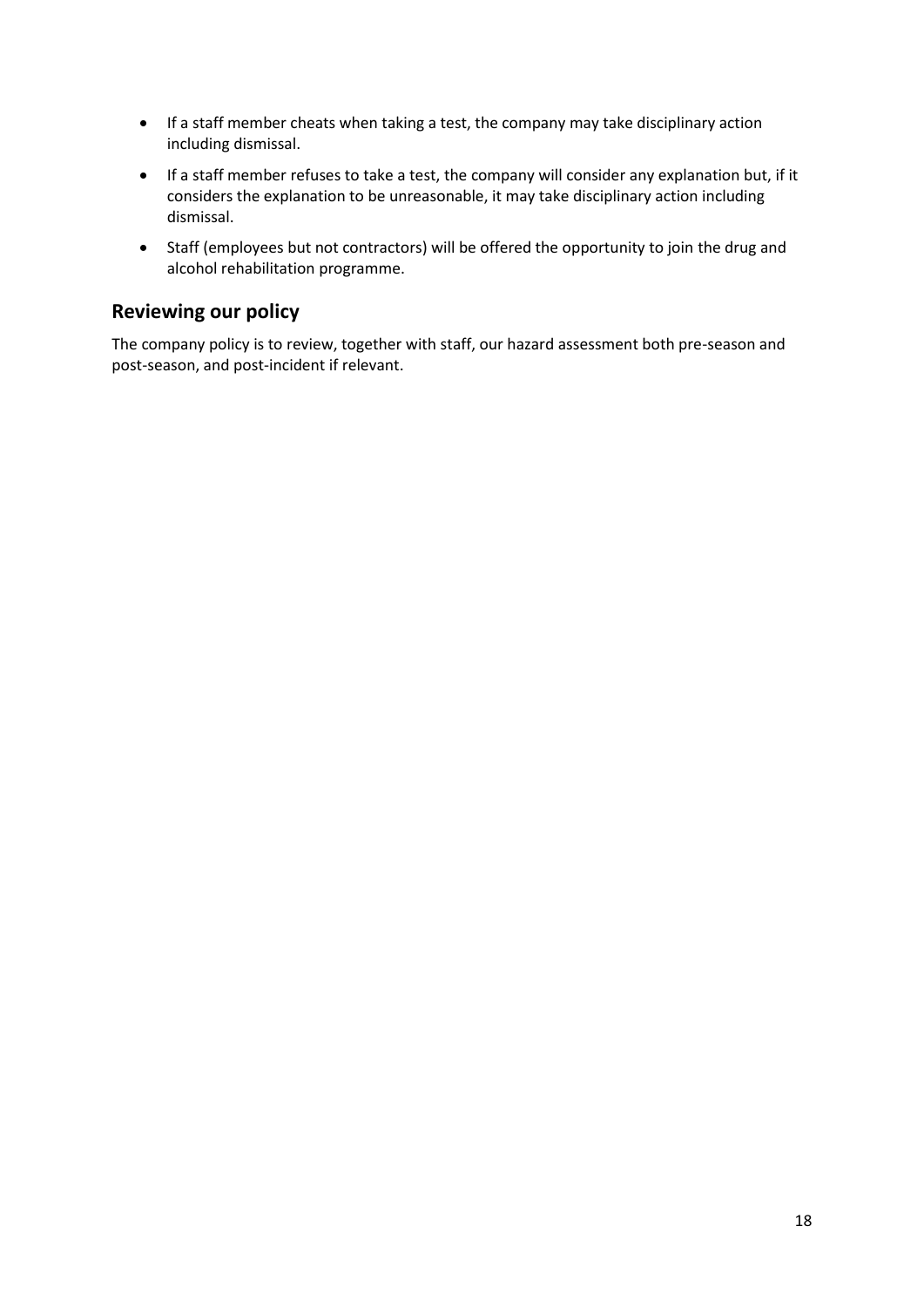- If a staff member cheats when taking a test, the company may take disciplinary action including dismissal.
- If a staff member refuses to take a test, the company will consider any explanation but, if it considers the explanation to be unreasonable, it may take disciplinary action including dismissal.
- Staff (employees but not contractors) will be offered the opportunity to join the drug and alcohol rehabilitation programme.

## Reviewing our policy

The company policy is to review, together with staff, our hazard assessment both pre-season and post-season, and post-incident if relevant.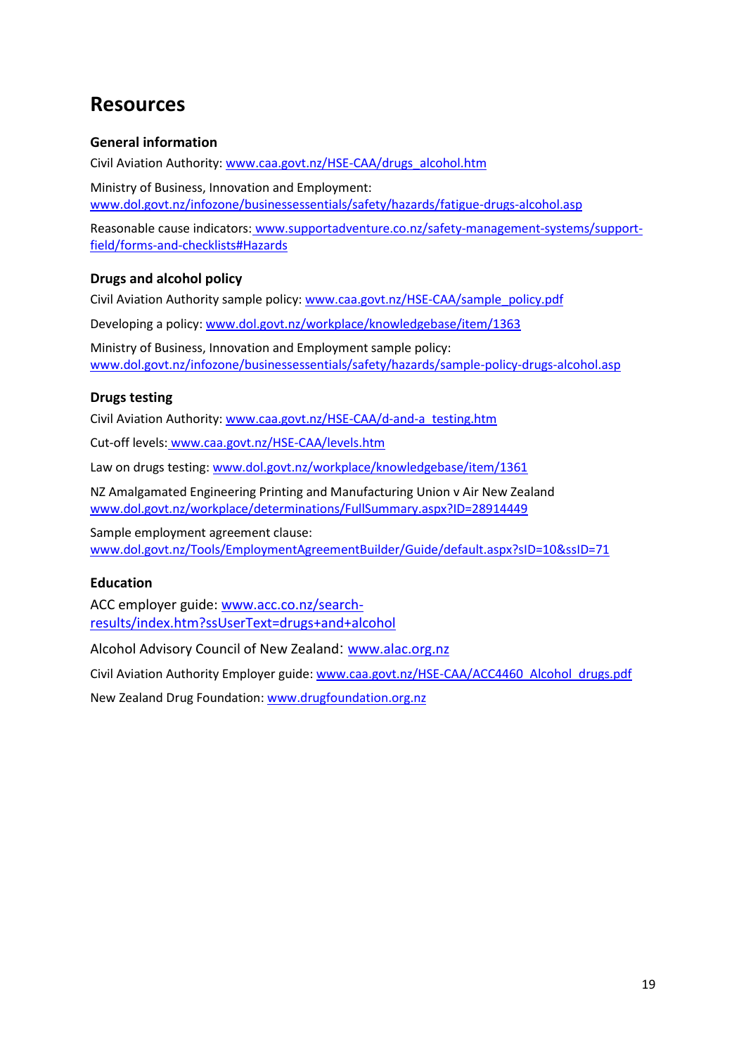# Resources

### General information

Civil Aviation Authority: www.caa.govt.nz/HSE-CAA/drugs_alcohol.htm

Ministry of Business, Innovation and Employment: www.dol.govt.nz/infozone/businessessentials/safety/hazards/fatigue-drugs-alcohol.asp

Reasonable cause indicators: www.supportadventure.co.nz/safety-management-systems/support-field/forms-and-checklists#Hazards

### Drugs and alcohol policy

Civil Aviation Authority sample policy: www.caa.govt.nz/HSE-CAA/sample_policy.pdf

Developing a policy: www.dol.govt.nz/workplace/knowledgebase/item/1363

Ministry of Business, Innovation and Employment sample policy: www.dol.govt.nz/infozone/businessessentials/safety/hazards/sample-policy-drugs-alcohol.asp

### Drugs testing

Civil Aviation Authority: www.caa.govt.nz/HSE-CAA/d-and-a_testing.htm

Cut-off levels: www.caa.govt.nz/HSE-CAA/levels.htm

Law on drugs testing: www.dol.govt.nz/workplace/knowledgebase/item/1361

NZ Amalgamated Engineering Printing and Manufacturing Union v Air New Zealand www.dol.govt.nz/workplace/determinations/FullSummary.aspx?ID=28914449

Sample employment agreement clause: www.dol.govt.nz/Tools/EmploymentAgreementBuilder/Guide/default.aspx?sID=10&ssID=71

### Education

ACC employer guide: www.acc.co.nz/search-results/index.htm?ssUserText=drugs+and+alcohol

Alcohol Advisory Council of New Zealand: www.alac.org.nz

Civil Aviation Authority Employer guide: www.caa.govt.nz/HSE-CAA/ACC4460_Alcohol_drugs.pdf

New Zealand Drug Foundation: www.drugfoundation.org.nz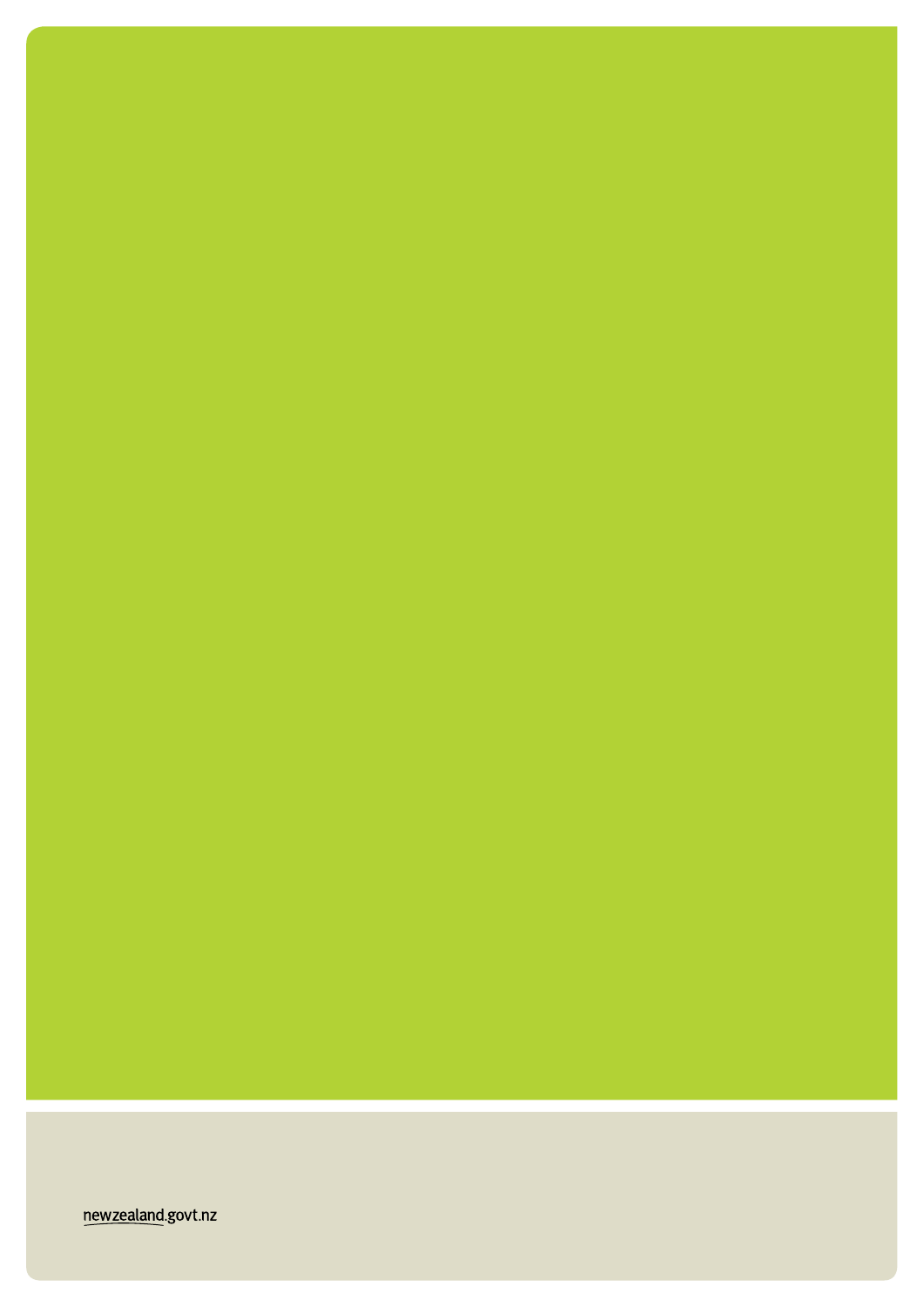newzealand.govt.nz